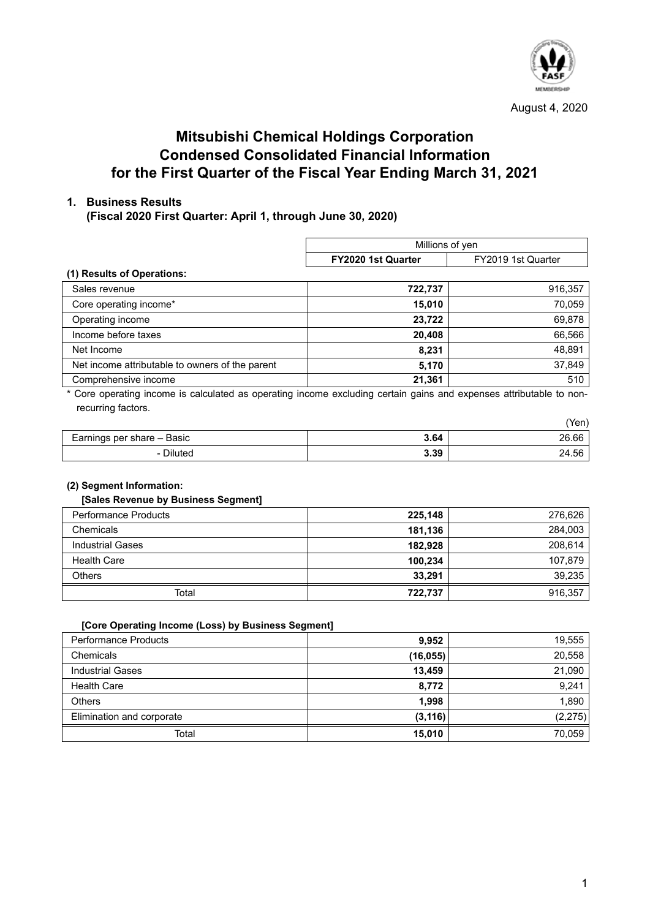August 4, 2020

# Mitsubishi Chemical Holdings Corporation
# Condensed Consolidated Financial Information
# for the First Quarter of the Fiscal Year Ending March 31, 2021

## 1. Business Results
**(Fiscal 2020 First Quarter: April 1, through June 30, 2020)**

| | Millions of yen | |
|---|---|---|
| | **FY2020 1st Quarter** | FY2019 1st Quarter |
| **(1) Results of Operations:** | | |
| Sales revenue | **722,737** | 916,357 |
| Core operating income* | **15,010** | 70,059 |
| Operating income | **23,722** | 69,878 |
| Income before taxes | **20,408** | 66,566 |
| Net Income | **8,231** | 48,891 |
| Net income attributable to owners of the parent | **5,170** | 37,849 |
| Comprehensive income | **21,361** | 510 |

\* Core operating income is calculated as operating income excluding certain gains and expenses attributable to non-recurring factors.

(Yen)

| | | |
|---|---|---|
| Earnings per share – Basic | **3.64** | 26.66 |
| - Diluted | **3.39** | 24.56 |

**(2) Segment Information:**

**[Sales Revenue by Business Segment]**

| | | |
|---|---|---|
| Performance Products | **225,148** | 276,626 |
| Chemicals | **181,136** | 284,003 |
| Industrial Gases | **182,928** | 208,614 |
| Health Care | **100,234** | 107,879 |
| Others | **33,291** | 39,235 |
| Total | **722,737** | 916,357 |

**[Core Operating Income (Loss) by Business Segment]**

| | | |
|---|---|---|
| Performance Products | **9,952** | 19,555 |
| Chemicals | **(16,055)** | 20,558 |
| Industrial Gases | **13,459** | 21,090 |
| Health Care | **8,772** | 9,241 |
| Others | **1,998** | 1,890 |
| Elimination and corporate | **(3,116)** | (2,275) |
| Total | **15,010** | 70,059 |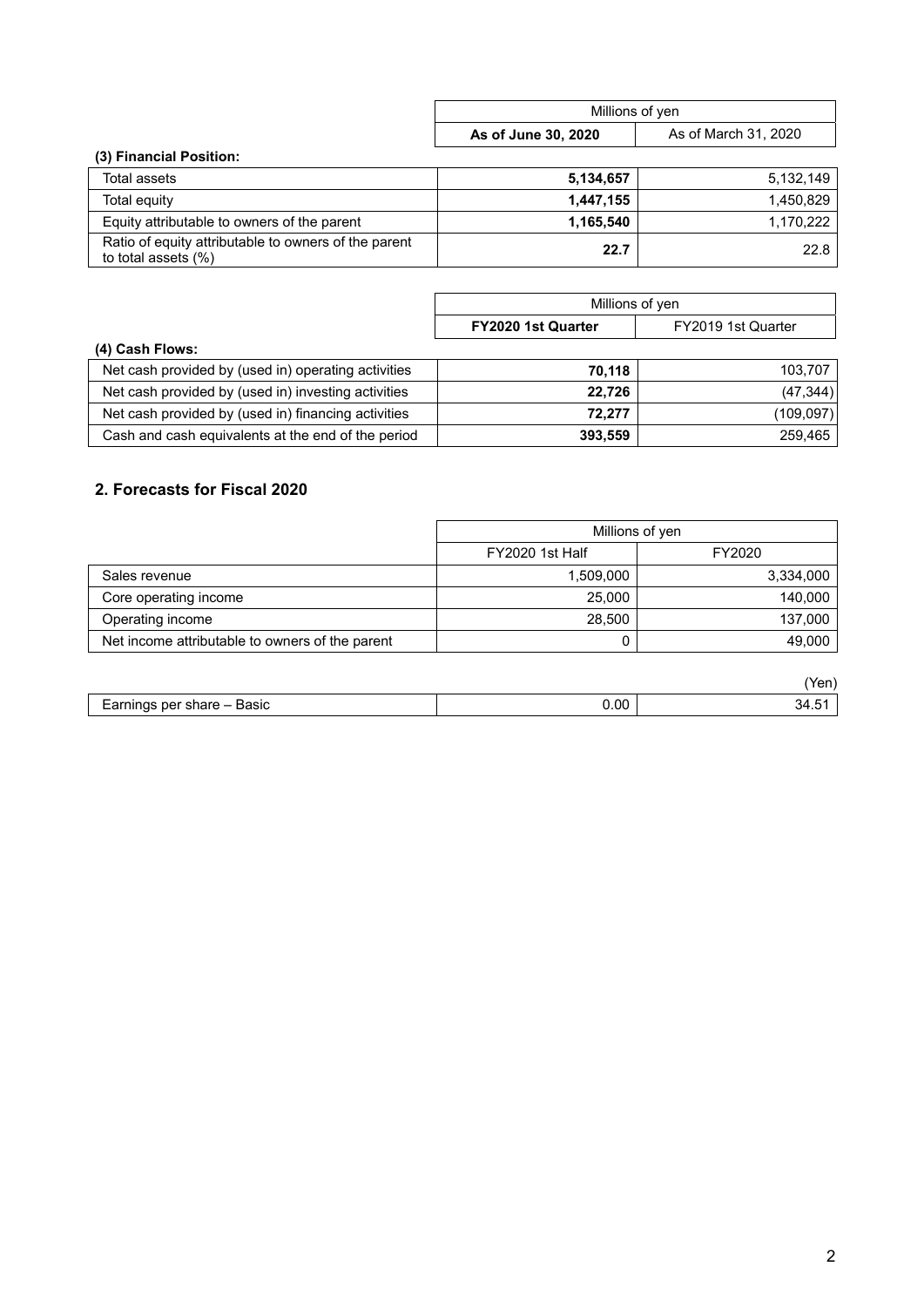### (3) Financial Position:

| | Millions of yen | |
|---|---|---|
| | **As of June 30, 2020** | As of March 31, 2020 |
| Total assets | **5,134,657** | 5,132,149 |
| Total equity | **1,447,155** | 1,450,829 |
| Equity attributable to owners of the parent | **1,165,540** | 1,170,222 |
| Ratio of equity attributable to owners of the parent to total assets (%) | **22.7** | 22.8 |

### (4) Cash Flows:

| | Millions of yen | |
|---|---|---|
| | **FY2020 1st Quarter** | FY2019 1st Quarter |
| Net cash provided by (used in) operating activities | **70,118** | 103,707 |
| Net cash provided by (used in) investing activities | **22,726** | (47,344) |
| Net cash provided by (used in) financing activities | **72,277** | (109,097) |
| Cash and cash equivalents at the end of the period | **393,559** | 259,465 |

## 2. Forecasts for Fiscal 2020

| | Millions of yen | |
|---|---|---|
| | FY2020 1st Half | FY2020 |
| Sales revenue | 1,509,000 | 3,334,000 |
| Core operating income | 25,000 | 140,000 |
| Operating income | 28,500 | 137,000 |
| Net income attributable to owners of the parent | 0 | 49,000 |

(Yen)

| | | |
|---|---|---|
| Earnings per share – Basic | 0.00 | 34.51 |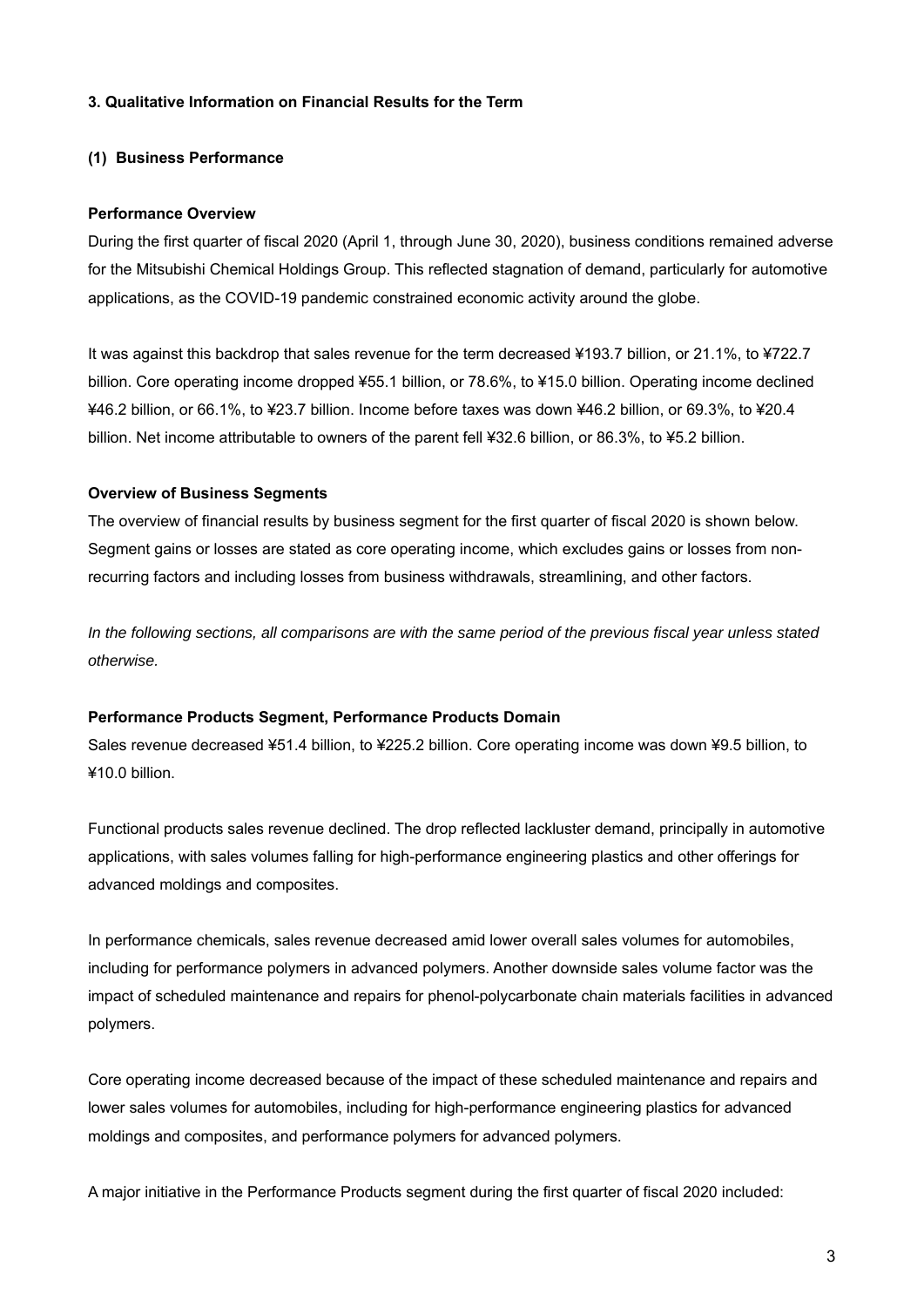## 3. Qualitative Information on Financial Results for the Term

### (1) Business Performance

**Performance Overview**

During the first quarter of fiscal 2020 (April 1, through June 30, 2020), business conditions remained adverse for the Mitsubishi Chemical Holdings Group. This reflected stagnation of demand, particularly for automotive applications, as the COVID-19 pandemic constrained economic activity around the globe.

It was against this backdrop that sales revenue for the term decreased ¥193.7 billion, or 21.1%, to ¥722.7 billion. Core operating income dropped ¥55.1 billion, or 78.6%, to ¥15.0 billion. Operating income declined ¥46.2 billion, or 66.1%, to ¥23.7 billion. Income before taxes was down ¥46.2 billion, or 69.3%, to ¥20.4 billion. Net income attributable to owners of the parent fell ¥32.6 billion, or 86.3%, to ¥5.2 billion.

**Overview of Business Segments**

The overview of financial results by business segment for the first quarter of fiscal 2020 is shown below. Segment gains or losses are stated as core operating income, which excludes gains or losses from non-recurring factors and including losses from business withdrawals, streamlining, and other factors.

*In the following sections, all comparisons are with the same period of the previous fiscal year unless stated otherwise.*

**Performance Products Segment, Performance Products Domain**

Sales revenue decreased ¥51.4 billion, to ¥225.2 billion. Core operating income was down ¥9.5 billion, to ¥10.0 billion.

Functional products sales revenue declined. The drop reflected lackluster demand, principally in automotive applications, with sales volumes falling for high-performance engineering plastics and other offerings for advanced moldings and composites.

In performance chemicals, sales revenue decreased amid lower overall sales volumes for automobiles, including for performance polymers in advanced polymers. Another downside sales volume factor was the impact of scheduled maintenance and repairs for phenol-polycarbonate chain materials facilities in advanced polymers.

Core operating income decreased because of the impact of these scheduled maintenance and repairs and lower sales volumes for automobiles, including for high-performance engineering plastics for advanced moldings and composites, and performance polymers for advanced polymers.

A major initiative in the Performance Products segment during the first quarter of fiscal 2020 included: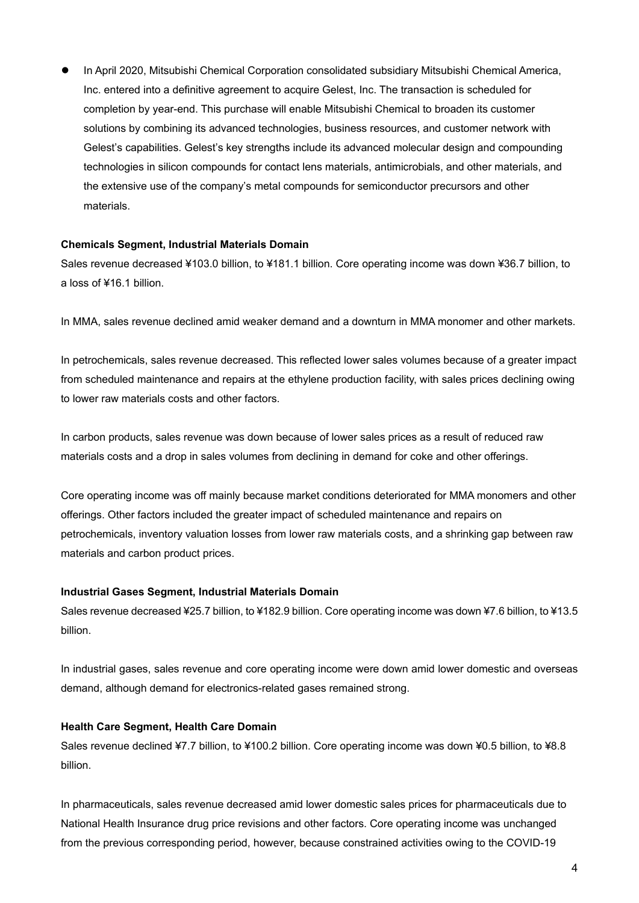- In April 2020, Mitsubishi Chemical Corporation consolidated subsidiary Mitsubishi Chemical America, Inc. entered into a definitive agreement to acquire Gelest, Inc. The transaction is scheduled for completion by year-end. This purchase will enable Mitsubishi Chemical to broaden its customer solutions by combining its advanced technologies, business resources, and customer network with Gelest's capabilities. Gelest's key strengths include its advanced molecular design and compounding technologies in silicon compounds for contact lens materials, antimicrobials, and other materials, and the extensive use of the company's metal compounds for semiconductor precursors and other materials.

**Chemicals Segment, Industrial Materials Domain**

Sales revenue decreased ¥103.0 billion, to ¥181.1 billion. Core operating income was down ¥36.7 billion, to a loss of ¥16.1 billion.

In MMA, sales revenue declined amid weaker demand and a downturn in MMA monomer and other markets.

In petrochemicals, sales revenue decreased. This reflected lower sales volumes because of a greater impact from scheduled maintenance and repairs at the ethylene production facility, with sales prices declining owing to lower raw materials costs and other factors.

In carbon products, sales revenue was down because of lower sales prices as a result of reduced raw materials costs and a drop in sales volumes from declining in demand for coke and other offerings.

Core operating income was off mainly because market conditions deteriorated for MMA monomers and other offerings. Other factors included the greater impact of scheduled maintenance and repairs on petrochemicals, inventory valuation losses from lower raw materials costs, and a shrinking gap between raw materials and carbon product prices.

**Industrial Gases Segment, Industrial Materials Domain**

Sales revenue decreased ¥25.7 billion, to ¥182.9 billion. Core operating income was down ¥7.6 billion, to ¥13.5 billion.

In industrial gases, sales revenue and core operating income were down amid lower domestic and overseas demand, although demand for electronics-related gases remained strong.

**Health Care Segment, Health Care Domain**

Sales revenue declined ¥7.7 billion, to ¥100.2 billion. Core operating income was down ¥0.5 billion, to ¥8.8 billion.

In pharmaceuticals, sales revenue decreased amid lower domestic sales prices for pharmaceuticals due to National Health Insurance drug price revisions and other factors. Core operating income was unchanged from the previous corresponding period, however, because constrained activities owing to the COVID-19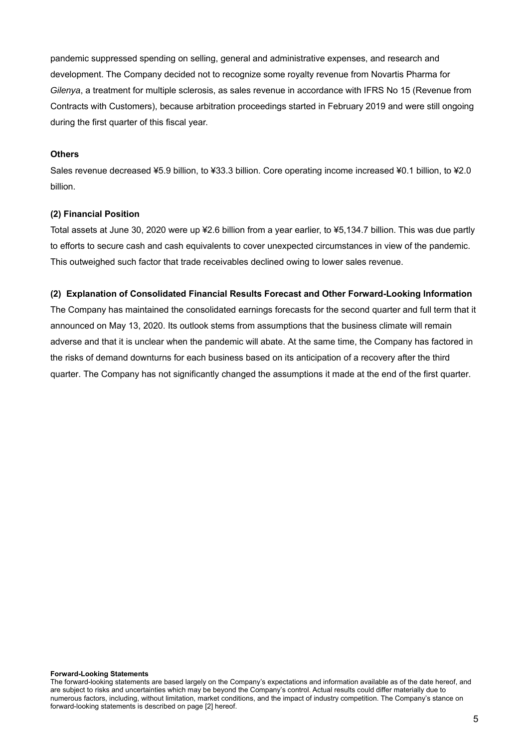pandemic suppressed spending on selling, general and administrative expenses, and research and development. The Company decided not to recognize some royalty revenue from Novartis Pharma for *Gilenya*, a treatment for multiple sclerosis, as sales revenue in accordance with IFRS No 15 (Revenue from Contracts with Customers), because arbitration proceedings started in February 2019 and were still ongoing during the first quarter of this fiscal year.

**Others**

Sales revenue decreased ¥5.9 billion, to ¥33.3 billion. Core operating income increased ¥0.1 billion, to ¥2.0 billion.

**(2) Financial Position**

Total assets at June 30, 2020 were up ¥2.6 billion from a year earlier, to ¥5,134.7 billion. This was due partly to efforts to secure cash and cash equivalents to cover unexpected circumstances in view of the pandemic. This outweighed such factor that trade receivables declined owing to lower sales revenue.

**(2) Explanation of Consolidated Financial Results Forecast and Other Forward-Looking Information**

The Company has maintained the consolidated earnings forecasts for the second quarter and full term that it announced on May 13, 2020. Its outlook stems from assumptions that the business climate will remain adverse and that it is unclear when the pandemic will abate. At the same time, the Company has factored in the risks of demand downturns for each business based on its anticipation of a recovery after the third quarter. The Company has not significantly changed the assumptions it made at the end of the first quarter.

**Forward-Looking Statements**

The forward-looking statements are based largely on the Company's expectations and information available as of the date hereof, and are subject to risks and uncertainties which may be beyond the Company's control. Actual results could differ materially due to numerous factors, including, without limitation, market conditions, and the impact of industry competition. The Company's stance on forward-looking statements is described on page [2] hereof.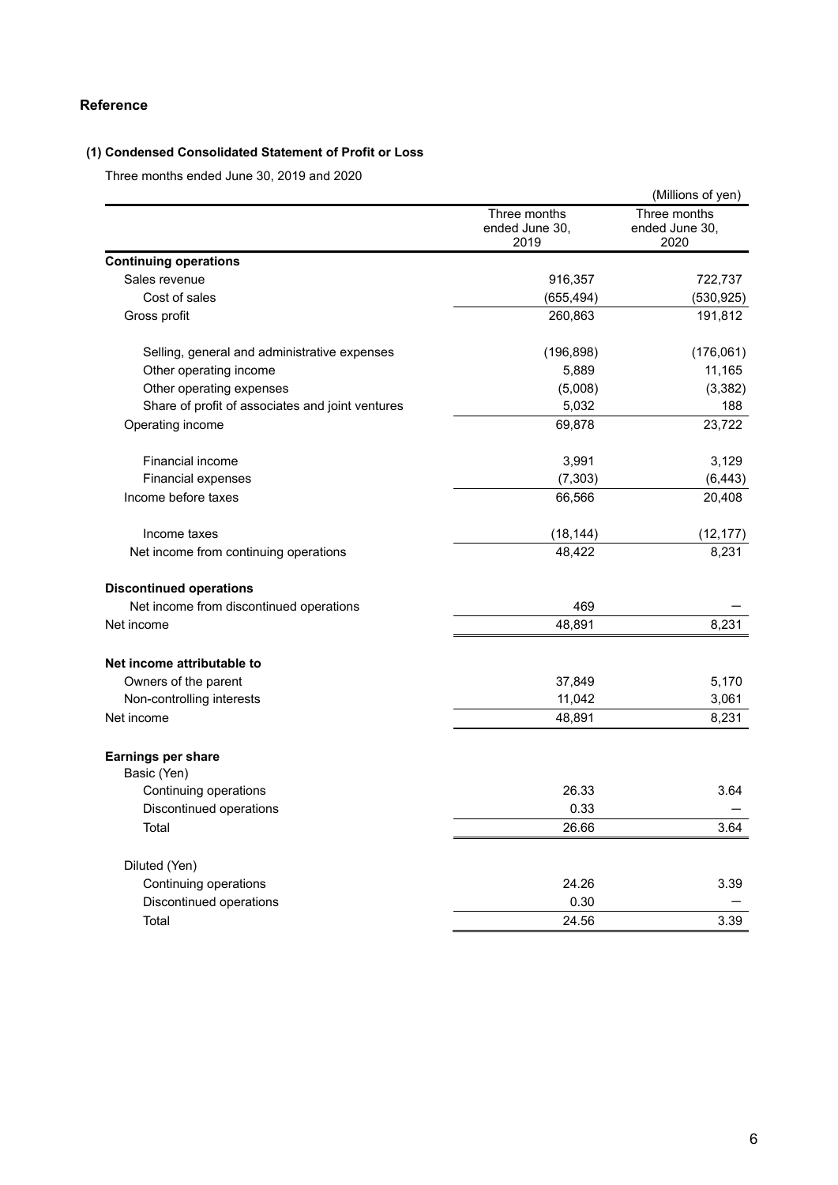## Reference

### (1) Condensed Consolidated Statement of Profit or Loss

Three months ended June 30, 2019 and 2020

(Millions of yen)

| | Three months ended June 30, 2019 | Three months ended June 30, 2020 |
|---|---|---|
| **Continuing operations** | | |
| Sales revenue | 916,357 | 722,737 |
| Cost of sales | (655,494) | (530,925) |
| Gross profit | 260,863 | 191,812 |
| Selling, general and administrative expenses | (196,898) | (176,061) |
| Other operating income | 5,889 | 11,165 |
| Other operating expenses | (5,008) | (3,382) |
| Share of profit of associates and joint ventures | 5,032 | 188 |
| Operating income | 69,878 | 23,722 |
| Financial income | 3,991 | 3,129 |
| Financial expenses | (7,303) | (6,443) |
| Income before taxes | 66,566 | 20,408 |
| Income taxes | (18,144) | (12,177) |
| Net income from continuing operations | 48,422 | 8,231 |
| **Discontinued operations** | | |
| Net income from discontinued operations | 469 | — |
| Net income | 48,891 | 8,231 |
| **Net income attributable to** | | |
| Owners of the parent | 37,849 | 5,170 |
| Non-controlling interests | 11,042 | 3,061 |
| Net income | 48,891 | 8,231 |
| **Earnings per share** | | |
| Basic (Yen) | | |
| Continuing operations | 26.33 | 3.64 |
| Discontinued operations | 0.33 | — |
| Total | 26.66 | 3.64 |
| Diluted (Yen) | | |
| Continuing operations | 24.26 | 3.39 |
| Discontinued operations | 0.30 | — |
| Total | 24.56 | 3.39 |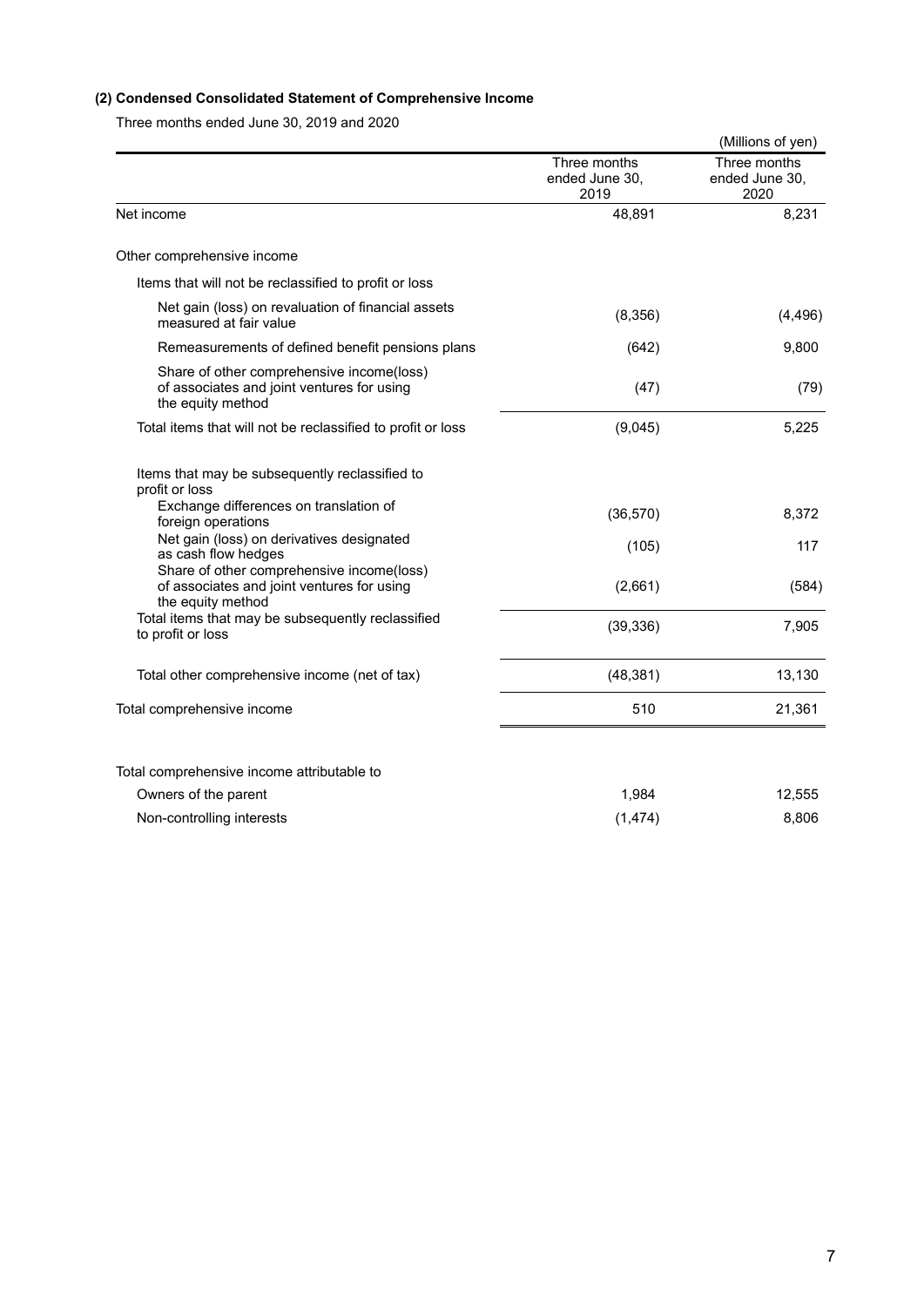### (2) Condensed Consolidated Statement of Comprehensive Income

Three months ended June 30, 2019 and 2020

(Millions of yen)

| | Three months ended June 30, 2019 | Three months ended June 30, 2020 |
|---|---|---|
| Net income | 48,891 | 8,231 |
| Other comprehensive income | | |
| Items that will not be reclassified to profit or loss | | |
| Net gain (loss) on revaluation of financial assets measured at fair value | (8,356) | (4,496) |
| Remeasurements of defined benefit pensions plans | (642) | 9,800 |
| Share of other comprehensive income(loss) of associates and joint ventures for using the equity method | (47) | (79) |
| Total items that will not be reclassified to profit or loss | (9,045) | 5,225 |
| Items that may be subsequently reclassified to profit or loss | | |
| Exchange differences on translation of foreign operations | (36,570) | 8,372 |
| Net gain (loss) on derivatives designated as cash flow hedges | (105) | 117 |
| Share of other comprehensive income(loss) of associates and joint ventures for using the equity method | (2,661) | (584) |
| Total items that may be subsequently reclassified to profit or loss | (39,336) | 7,905 |
| Total other comprehensive income (net of tax) | (48,381) | 13,130 |
| Total comprehensive income | 510 | 21,361 |
| Total comprehensive income attributable to | | |
| Owners of the parent | 1,984 | 12,555 |
| Non-controlling interests | (1,474) | 8,806 |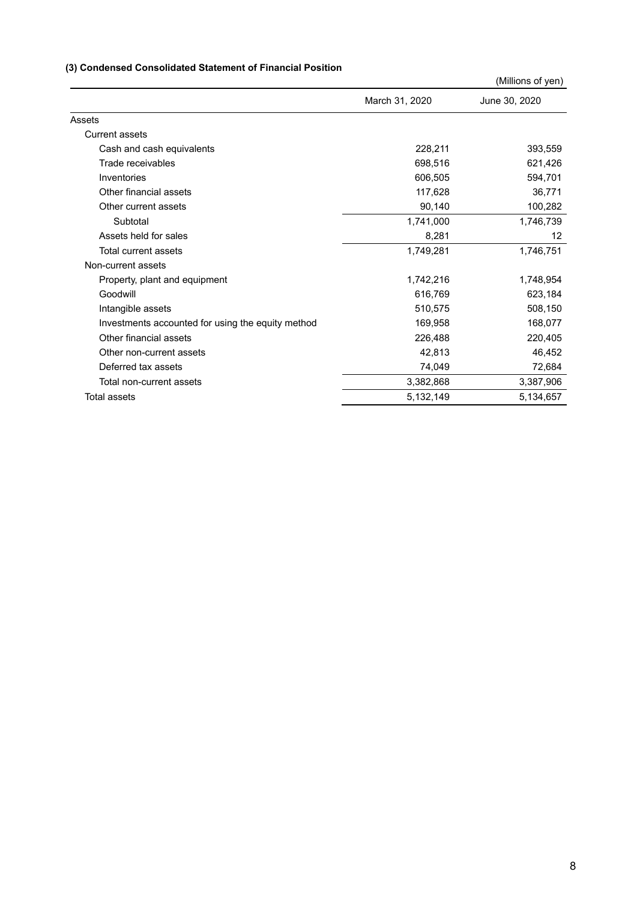### (3) Condensed Consolidated Statement of Financial Position

(Millions of yen)

| | March 31, 2020 | June 30, 2020 |
|---|---|---|
| Assets | | |
| Current assets | | |
| Cash and cash equivalents | 228,211 | 393,559 |
| Trade receivables | 698,516 | 621,426 |
| Inventories | 606,505 | 594,701 |
| Other financial assets | 117,628 | 36,771 |
| Other current assets | 90,140 | 100,282 |
| Subtotal | 1,741,000 | 1,746,739 |
| Assets held for sales | 8,281 | 12 |
| Total current assets | 1,749,281 | 1,746,751 |
| Non-current assets | | |
| Property, plant and equipment | 1,742,216 | 1,748,954 |
| Goodwill | 616,769 | 623,184 |
| Intangible assets | 510,575 | 508,150 |
| Investments accounted for using the equity method | 169,958 | 168,077 |
| Other financial assets | 226,488 | 220,405 |
| Other non-current assets | 42,813 | 46,452 |
| Deferred tax assets | 74,049 | 72,684 |
| Total non-current assets | 3,382,868 | 3,387,906 |
| Total assets | 5,132,149 | 5,134,657 |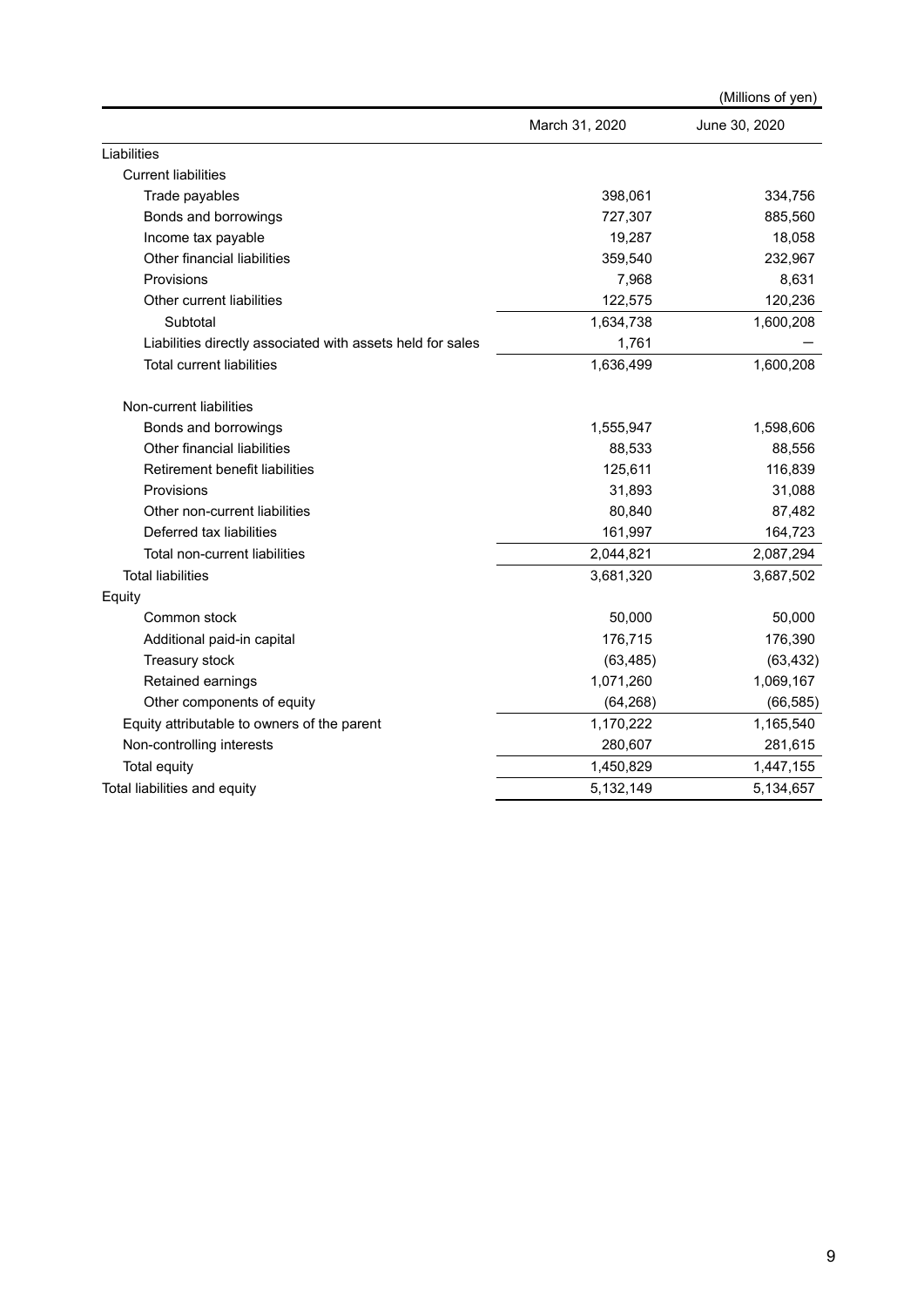(Millions of yen)

| | March 31, 2020 | June 30, 2020 |
|---|---|---|
| Liabilities | | |
| Current liabilities | | |
| Trade payables | 398,061 | 334,756 |
| Bonds and borrowings | 727,307 | 885,560 |
| Income tax payable | 19,287 | 18,058 |
| Other financial liabilities | 359,540 | 232,967 |
| Provisions | 7,968 | 8,631 |
| Other current liabilities | 122,575 | 120,236 |
| Subtotal | 1,634,738 | 1,600,208 |
| Liabilities directly associated with assets held for sales | 1,761 | — |
| Total current liabilities | 1,636,499 | 1,600,208 |
| Non-current liabilities | | |
| Bonds and borrowings | 1,555,947 | 1,598,606 |
| Other financial liabilities | 88,533 | 88,556 |
| Retirement benefit liabilities | 125,611 | 116,839 |
| Provisions | 31,893 | 31,088 |
| Other non-current liabilities | 80,840 | 87,482 |
| Deferred tax liabilities | 161,997 | 164,723 |
| Total non-current liabilities | 2,044,821 | 2,087,294 |
| Total liabilities | 3,681,320 | 3,687,502 |
| Equity | | |
| Common stock | 50,000 | 50,000 |
| Additional paid-in capital | 176,715 | 176,390 |
| Treasury stock | (63,485) | (63,432) |
| Retained earnings | 1,071,260 | 1,069,167 |
| Other components of equity | (64,268) | (66,585) |
| Equity attributable to owners of the parent | 1,170,222 | 1,165,540 |
| Non-controlling interests | 280,607 | 281,615 |
| Total equity | 1,450,829 | 1,447,155 |
| Total liabilities and equity | 5,132,149 | 5,134,657 |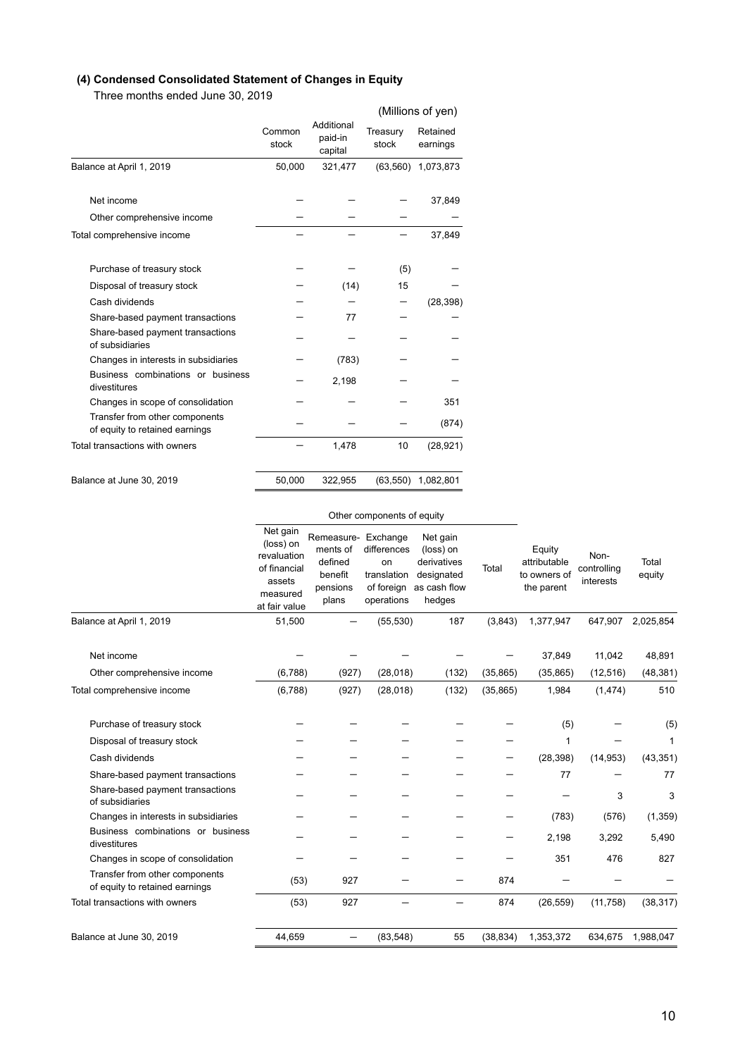## (4) Condensed Consolidated Statement of Changes in Equity

Three months ended June 30, 2019

(Millions of yen)

| | Common stock | Additional paid-in capital | Treasury stock | Retained earnings |
|---|---|---|---|---|
| Balance at April 1, 2019 | 50,000 | 321,477 | (63,560) | 1,073,873 |
| Net income | – | – | – | 37,849 |
| Other comprehensive income | – | – | – | – |
| Total comprehensive income | – | – | – | 37,849 |
| Purchase of treasury stock | – | – | (5) | – |
| Disposal of treasury stock | – | (14) | 15 | – |
| Cash dividends | – | – | – | (28,398) |
| Share-based payment transactions | – | 77 | – | – |
| Share-based payment transactions of subsidiaries | – | – | – | – |
| Changes in interests in subsidiaries | – | (783) | – | – |
| Business combinations or business divestitures | – | 2,198 | – | – |
| Changes in scope of consolidation | – | – | – | 351 |
| Transfer from other components of equity to retained earnings | – | – | – | (874) |
| Total transactions with owners | – | 1,478 | 10 | (28,921) |
| Balance at June 30, 2019 | 50,000 | 322,955 | (63,550) | 1,082,801 |

| | Other components of equity | | | | | | | |
|---|---|---|---|---|---|---|---|---|
| | Net gain (loss) on revaluation of financial assets measured at fair value | Remeasure-ments of defined benefit pensions plans | Exchange differences on translation of foreign operations | Net gain (loss) on derivatives designated as cash flow hedges | Total | Equity attributable to owners of the parent | Non-controlling interests | Total equity |
| Balance at April 1, 2019 | 51,500 | – | (55,530) | 187 | (3,843) | 1,377,947 | 647,907 | 2,025,854 |
| Net income | – | – | – | – | – | 37,849 | 11,042 | 48,891 |
| Other comprehensive income | (6,788) | (927) | (28,018) | (132) | (35,865) | (35,865) | (12,516) | (48,381) |
| Total comprehensive income | (6,788) | (927) | (28,018) | (132) | (35,865) | 1,984 | (1,474) | 510 |
| Purchase of treasury stock | – | – | – | – | – | (5) | – | (5) |
| Disposal of treasury stock | – | – | – | – | – | 1 | – | 1 |
| Cash dividends | – | – | – | – | – | (28,398) | (14,953) | (43,351) |
| Share-based payment transactions | – | – | – | – | – | 77 | – | 77 |
| Share-based payment transactions of subsidiaries | – | – | – | – | – | – | 3 | 3 |
| Changes in interests in subsidiaries | – | – | – | – | – | (783) | (576) | (1,359) |
| Business combinations or business divestitures | – | – | – | – | – | 2,198 | 3,292 | 5,490 |
| Changes in scope of consolidation | – | – | – | – | – | 351 | 476 | 827 |
| Transfer from other components of equity to retained earnings | (53) | 927 | – | – | 874 | – | – | – |
| Total transactions with owners | (53) | 927 | – | – | 874 | (26,559) | (11,758) | (38,317) |
| Balance at June 30, 2019 | 44,659 | – | (83,548) | 55 | (38,834) | 1,353,372 | 634,675 | 1,988,047 |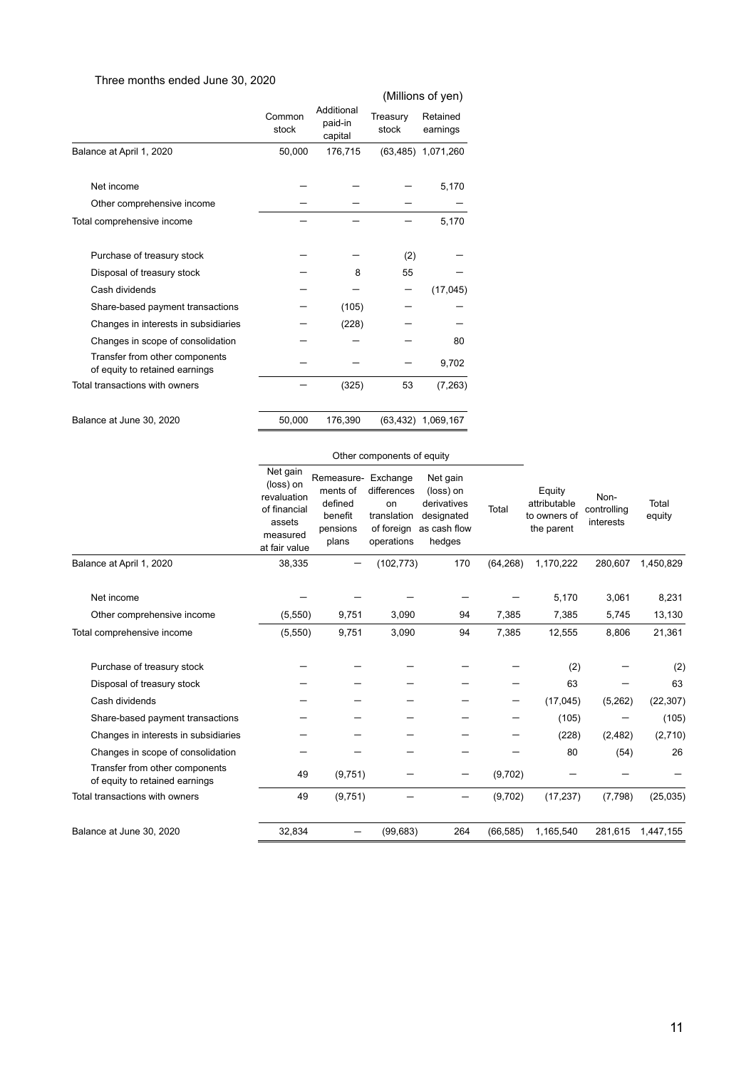Three months ended June 30, 2020

(Millions of yen)

| | Common stock | Additional paid-in capital | Treasury stock | Retained earnings |
|---|---|---|---|---|
| Balance at April 1, 2020 | 50,000 | 176,715 | (63,485) | 1,071,260 |
| Net income | ― | ― | ― | 5,170 |
| Other comprehensive income | ― | ― | ― | ― |
| Total comprehensive income | ― | ― | ― | 5,170 |
| Purchase of treasury stock | ― | ― | (2) | ― |
| Disposal of treasury stock | ― | 8 | 55 | ― |
| Cash dividends | ― | ― | ― | (17,045) |
| Share-based payment transactions | ― | (105) | ― | ― |
| Changes in interests in subsidiaries | ― | (228) | ― | ― |
| Changes in scope of consolidation | ― | ― | ― | 80 |
| Transfer from other components of equity to retained earnings | ― | ― | ― | 9,702 |
| Total transactions with owners | ― | (325) | 53 | (7,263) |
| Balance at June 30, 2020 | 50,000 | 176,390 | (63,432) | 1,069,167 |

| | Other components of equity | | | | | | | |
|---|---|---|---|---|---|---|---|---|
| | Net gain (loss) on revaluation of financial assets measured at fair value | Remeasurements of defined benefit pensions plans | Exchange differences on translation of foreign operations | Net gain (loss) on derivatives designated as cash flow hedges | Total | Equity attributable to owners of the parent | Non-controlling interests | Total equity |
| Balance at April 1, 2020 | 38,335 | ― | (102,773) | 170 | (64,268) | 1,170,222 | 280,607 | 1,450,829 |
| Net income | ― | ― | ― | ― | ― | 5,170 | 3,061 | 8,231 |
| Other comprehensive income | (5,550) | 9,751 | 3,090 | 94 | 7,385 | 7,385 | 5,745 | 13,130 |
| Total comprehensive income | (5,550) | 9,751 | 3,090 | 94 | 7,385 | 12,555 | 8,806 | 21,361 |
| Purchase of treasury stock | ― | ― | ― | ― | ― | (2) | ― | (2) |
| Disposal of treasury stock | ― | ― | ― | ― | ― | 63 | ― | 63 |
| Cash dividends | ― | ― | ― | ― | ― | (17,045) | (5,262) | (22,307) |
| Share-based payment transactions | ― | ― | ― | ― | ― | (105) | ― | (105) |
| Changes in interests in subsidiaries | ― | ― | ― | ― | ― | (228) | (2,482) | (2,710) |
| Changes in scope of consolidation | ― | ― | ― | ― | ― | 80 | (54) | 26 |
| Transfer from other components of equity to retained earnings | 49 | (9,751) | ― | ― | (9,702) | ― | ― | ― |
| Total transactions with owners | 49 | (9,751) | ― | ― | (9,702) | (17,237) | (7,798) | (25,035) |
| Balance at June 30, 2020 | 32,834 | ― | (99,683) | 264 | (66,585) | 1,165,540 | 281,615 | 1,447,155 |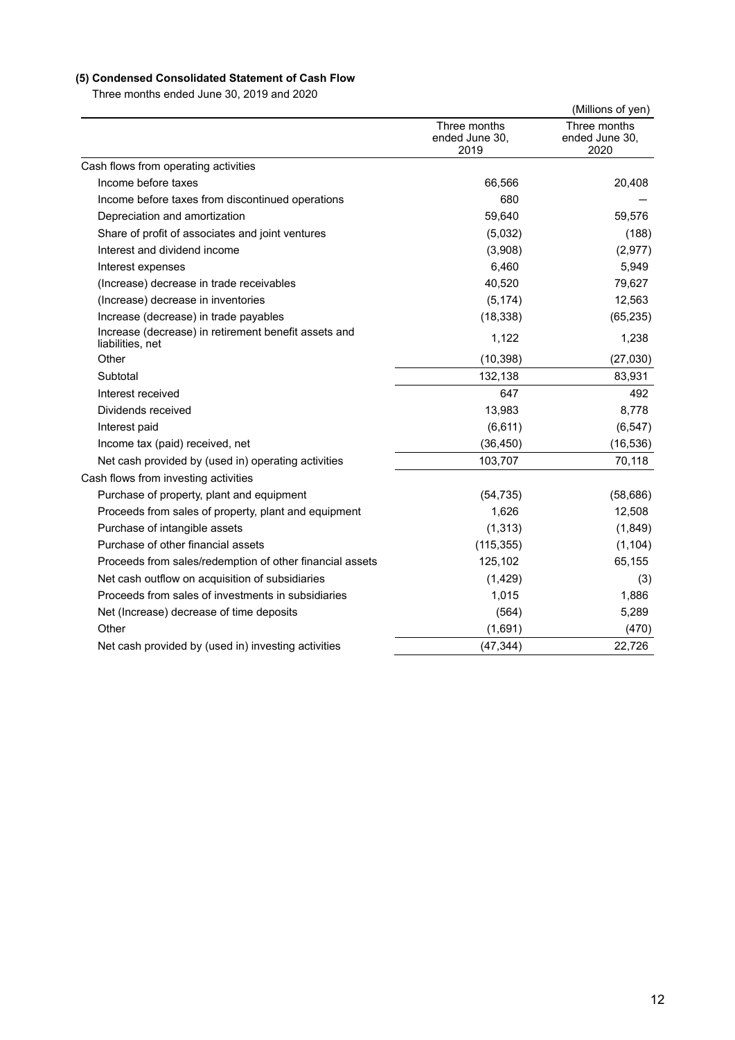### (5) Condensed Consolidated Statement of Cash Flow

Three months ended June 30, 2019 and 2020

(Millions of yen)

| | Three months ended June 30, 2019 | Three months ended June 30, 2020 |
|---|---|---|
| Cash flows from operating activities | | |
| Income before taxes | 66,566 | 20,408 |
| Income before taxes from discontinued operations | 680 | — |
| Depreciation and amortization | 59,640 | 59,576 |
| Share of profit of associates and joint ventures | (5,032) | (188) |
| Interest and dividend income | (3,908) | (2,977) |
| Interest expenses | 6,460 | 5,949 |
| (Increase) decrease in trade receivables | 40,520 | 79,627 |
| (Increase) decrease in inventories | (5,174) | 12,563 |
| Increase (decrease) in trade payables | (18,338) | (65,235) |
| Increase (decrease) in retirement benefit assets and liabilities, net | 1,122 | 1,238 |
| Other | (10,398) | (27,030) |
| Subtotal | 132,138 | 83,931 |
| Interest received | 647 | 492 |
| Dividends received | 13,983 | 8,778 |
| Interest paid | (6,611) | (6,547) |
| Income tax (paid) received, net | (36,450) | (16,536) |
| Net cash provided by (used in) operating activities | 103,707 | 70,118 |
| Cash flows from investing activities | | |
| Purchase of property, plant and equipment | (54,735) | (58,686) |
| Proceeds from sales of property, plant and equipment | 1,626 | 12,508 |
| Purchase of intangible assets | (1,313) | (1,849) |
| Purchase of other financial assets | (115,355) | (1,104) |
| Proceeds from sales/redemption of other financial assets | 125,102 | 65,155 |
| Net cash outflow on acquisition of subsidiaries | (1,429) | (3) |
| Proceeds from sales of investments in subsidiaries | 1,015 | 1,886 |
| Net (Increase) decrease of time deposits | (564) | 5,289 |
| Other | (1,691) | (470) |
| Net cash provided by (used in) investing activities | (47,344) | 22,726 |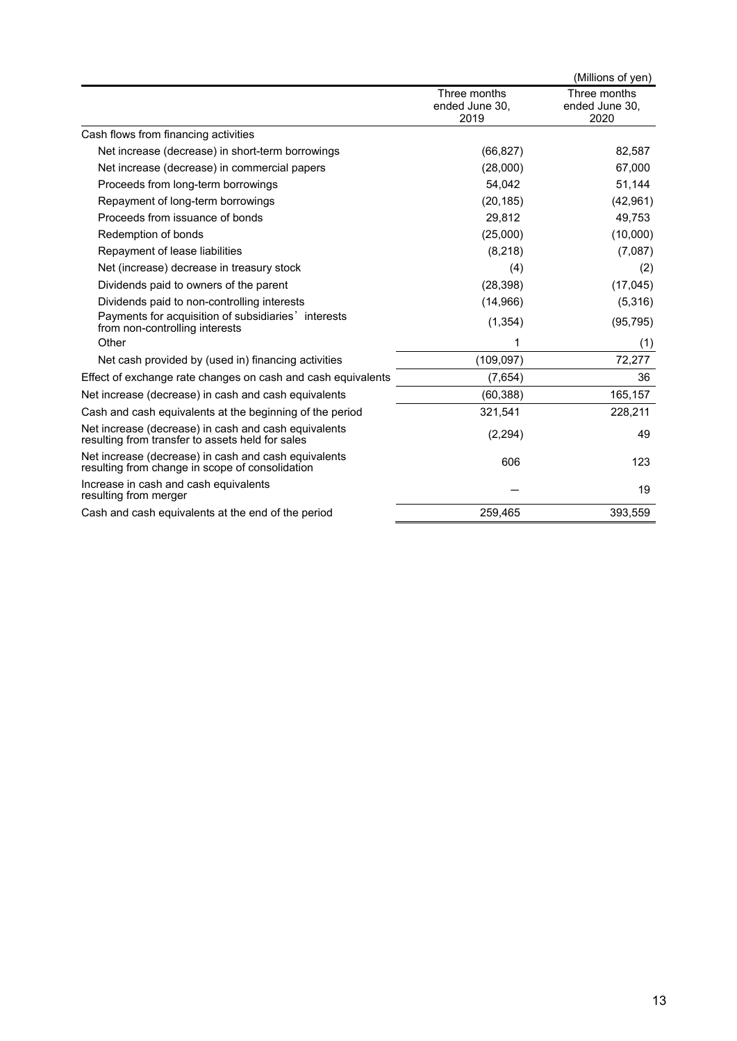(Millions of yen)

| | Three months ended June 30, 2019 | Three months ended June 30, 2020 |
|---|---|---|
| Cash flows from financing activities | | |
| Net increase (decrease) in short-term borrowings | (66,827) | 82,587 |
| Net increase (decrease) in commercial papers | (28,000) | 67,000 |
| Proceeds from long-term borrowings | 54,042 | 51,144 |
| Repayment of long-term borrowings | (20,185) | (42,961) |
| Proceeds from issuance of bonds | 29,812 | 49,753 |
| Redemption of bonds | (25,000) | (10,000) |
| Repayment of lease liabilities | (8,218) | (7,087) |
| Net (increase) decrease in treasury stock | (4) | (2) |
| Dividends paid to owners of the parent | (28,398) | (17,045) |
| Dividends paid to non-controlling interests | (14,966) | (5,316) |
| Payments for acquisition of subsidiaries' interests from non-controlling interests | (1,354) | (95,795) |
| Other | 1 | (1) |
| Net cash provided by (used in) financing activities | (109,097) | 72,277 |
| Effect of exchange rate changes on cash and cash equivalents | (7,654) | 36 |
| Net increase (decrease) in cash and cash equivalents | (60,388) | 165,157 |
| Cash and cash equivalents at the beginning of the period | 321,541 | 228,211 |
| Net increase (decrease) in cash and cash equivalents resulting from transfer to assets held for sales | (2,294) | 49 |
| Net increase (decrease) in cash and cash equivalents resulting from change in scope of consolidation | 606 | 123 |
| Increase in cash and cash equivalents resulting from merger | — | 19 |
| Cash and cash equivalents at the end of the period | 259,465 | 393,559 |